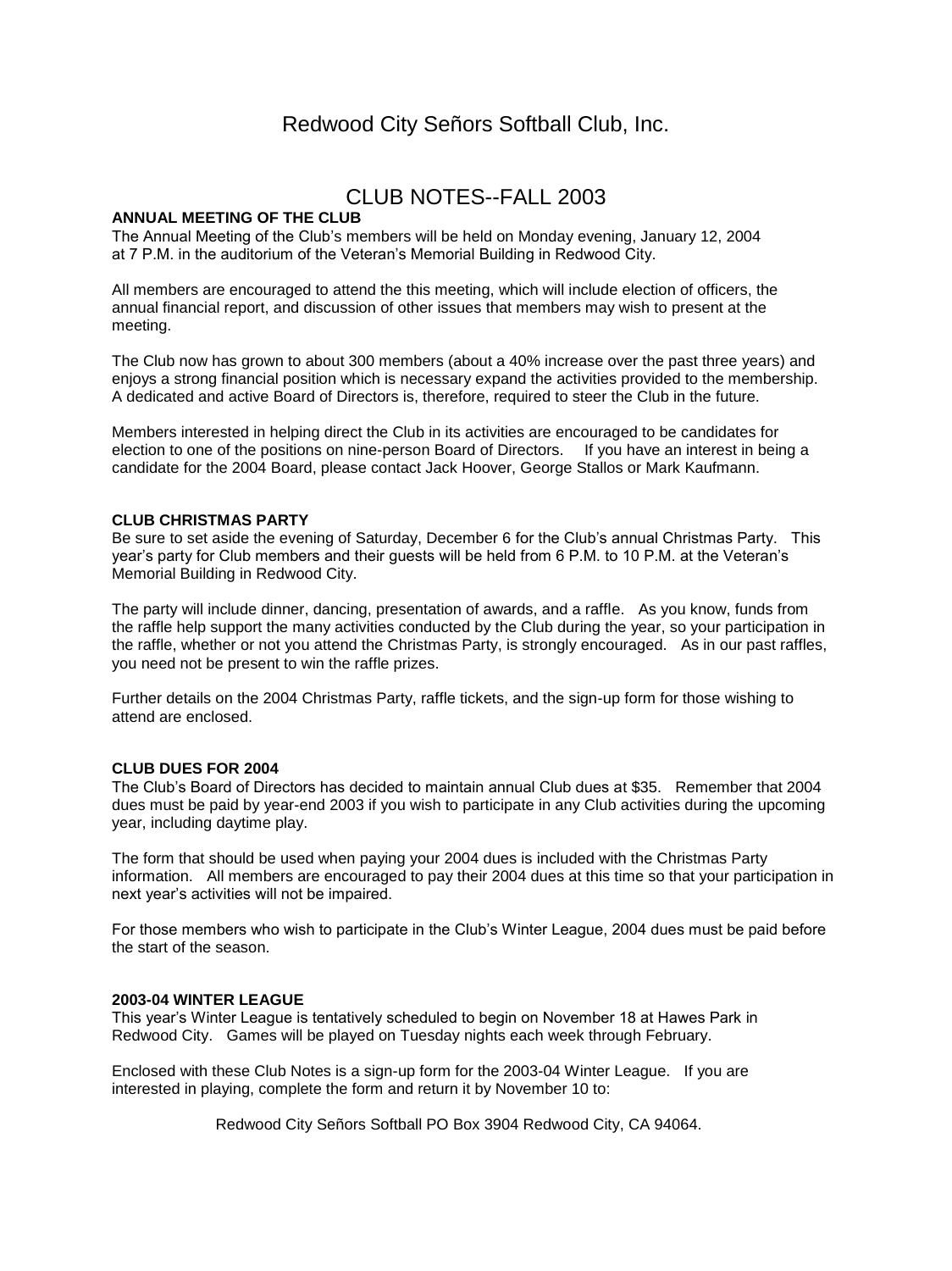# Redwood City Señors Softball Club, Inc.

## CLUB NOTES--FALL 2003

**ANNUAL MEETING OF THE CLUB**

The Annual Meeting of the Club's members will be held on Monday evening, January 12, 2004 at 7 P.M. in the auditorium of the Veteran's Memorial Building in Redwood City.

All members are encouraged to attend the this meeting, which will include election of officers, the annual financial report, and discussion of other issues that members may wish to present at the meeting.

The Club now has grown to about 300 members (about a 40% increase over the past three years) and enjoys a strong financial position which is necessary expand the activities provided to the membership. A dedicated and active Board of Directors is, therefore, required to steer the Club in the future.

Members interested in helping direct the Club in its activities are encouraged to be candidates for election to one of the positions on nine-person Board of Directors. If you have an interest in being a candidate for the 2004 Board, please contact Jack Hoover, George Stallos or Mark Kaufmann.

**CLUB CHRISTMAS PARTY**

Be sure to set aside the evening of Saturday, December 6 for the Club's annual Christmas Party. This year's party for Club members and their guests will be held from 6 P.M. to 10 P.M. at the Veteran's Memorial Building in Redwood City.

The party will include dinner, dancing, presentation of awards, and a raffle. As you know, funds from the raffle help support the many activities conducted by the Club during the year, so your participation in the raffle, whether or not you attend the Christmas Party, is strongly encouraged. As in our past raffles, you need not be present to win the raffle prizes.

Further details on the 2004 Christmas Party, raffle tickets, and the sign-up form for those wishing to attend are enclosed.

**CLUB DUES FOR 2004**

The Club's Board of Directors has decided to maintain annual Club dues at $35. Remember that 2004 dues must be paid by year-end 2003 if you wish to participate in any Club activities during the upcoming year, including daytime play.

The form that should be used when paying your 2004 dues is included with the Christmas Party information. All members are encouraged to pay their 2004 dues at this time so that your participation in next year's activities will not be impaired.

For those members who wish to participate in the Club's Winter League, 2004 dues must be paid before the start of the season.

**2003-04 WINTER LEAGUE**

This year's Winter League is tentatively scheduled to begin on November 18 at Hawes Park in Redwood City. Games will be played on Tuesday nights each week through February.

Enclosed with these Club Notes is a sign-up form for the 2003-04 Winter League. If you are interested in playing, complete the form and return it by November 10 to:

Redwood City Señors Softball PO Box 3904 Redwood City, CA 94064.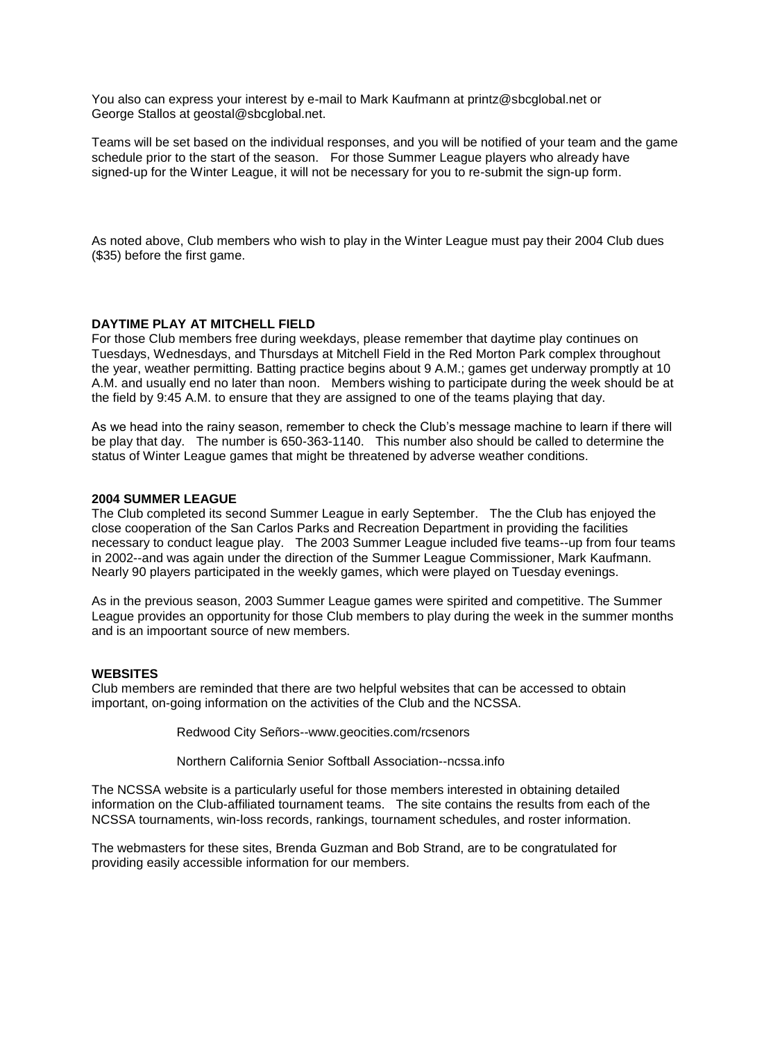You also can express your interest by e-mail to Mark Kaufmann at printz@sbcglobal.net or George Stallos at geostal@sbcglobal.net.

Teams will be set based on the individual responses, and you will be notified of your team and the game schedule prior to the start of the season. For those Summer League players who already have signed-up for the Winter League, it will not be necessary for you to re-submit the sign-up form.

As noted above, Club members who wish to play in the Winter League must pay their 2004 Club dues ($35) before the first game.

**DAYTIME PLAY AT MITCHELL FIELD**

For those Club members free during weekdays, please remember that daytime play continues on Tuesdays, Wednesdays, and Thursdays at Mitchell Field in the Red Morton Park complex throughout the year, weather permitting. Batting practice begins about 9 A.M.; games get underway promptly at 10 A.M. and usually end no later than noon. Members wishing to participate during the week should be at the field by 9:45 A.M. to ensure that they are assigned to one of the teams playing that day.

As we head into the rainy season, remember to check the Club's message machine to learn if there will be play that day. The number is 650-363-1140. This number also should be called to determine the status of Winter League games that might be threatened by adverse weather conditions.

**2004 SUMMER LEAGUE**

The Club completed its second Summer League in early September. The the Club has enjoyed the close cooperation of the San Carlos Parks and Recreation Department in providing the facilities necessary to conduct league play. The 2003 Summer League included five teams--up from four teams in 2002--and was again under the direction of the Summer League Commissioner, Mark Kaufmann. Nearly 90 players participated in the weekly games, which were played on Tuesday evenings.

As in the previous season, 2003 Summer League games were spirited and competitive. The Summer League provides an opportunity for those Club members to play during the week in the summer months and is an impoortant source of new members.

**WEBSITES**

Club members are reminded that there are two helpful websites that can be accessed to obtain important, on-going information on the activities of the Club and the NCSSA.

Redwood City Señors--www.geocities.com/rcsenors

Northern California Senior Softball Association--ncssa.info

The NCSSA website is a particularly useful for those members interested in obtaining detailed information on the Club-affiliated tournament teams. The site contains the results from each of the NCSSA tournaments, win-loss records, rankings, tournament schedules, and roster information.

The webmasters for these sites, Brenda Guzman and Bob Strand, are to be congratulated for providing easily accessible information for our members.